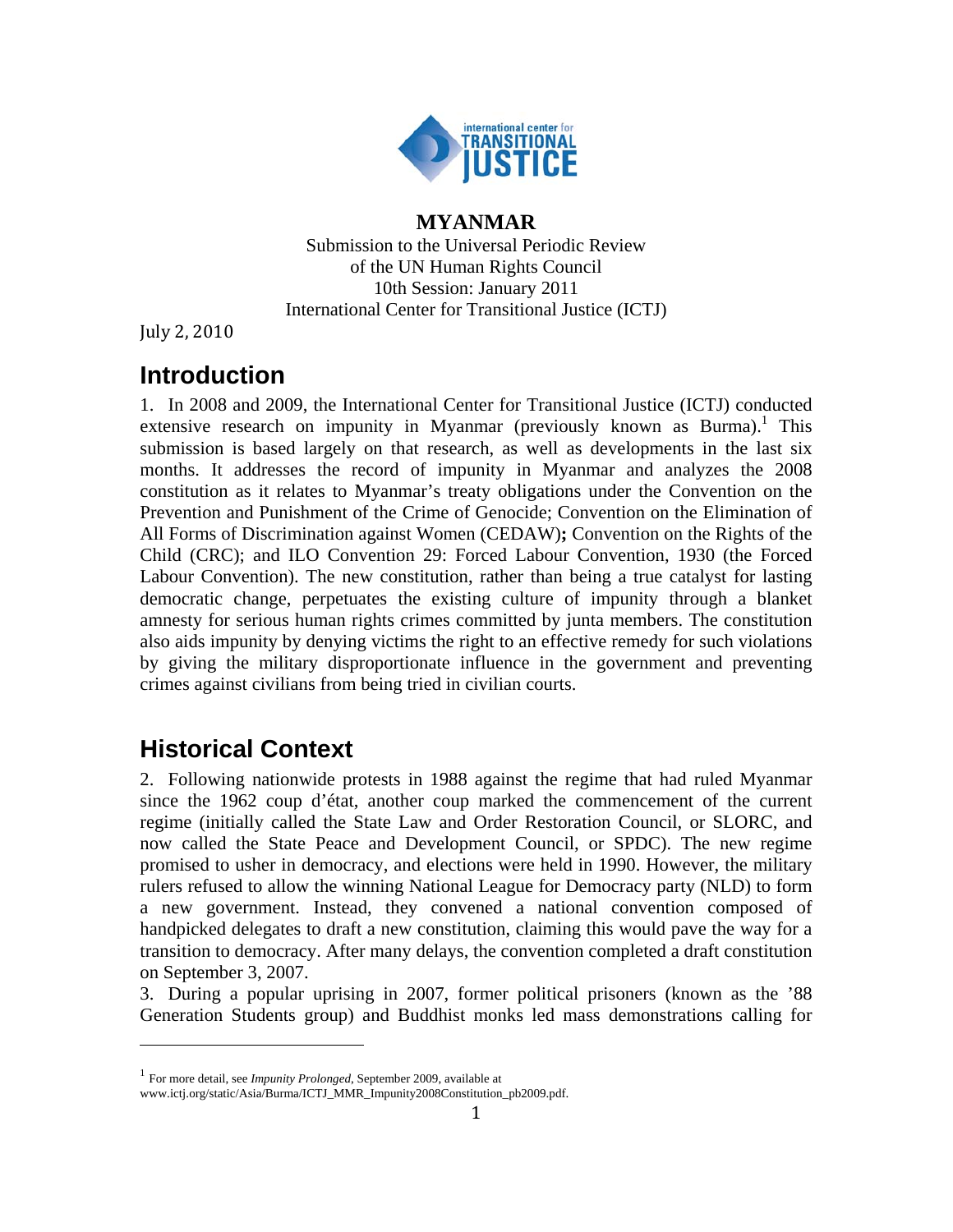**MYANMAR**

Submission to the Universal Periodic Review
of the UN Human Rights Council
10th Session: January 2011
International Center for Transitional Justice (ICTJ)

July 2, 2010

## Introduction

1. In 2008 and 2009, the International Center for Transitional Justice (ICTJ) conducted extensive research on impunity in Myanmar (previously known as Burma).[1] This submission is based largely on that research, as well as developments in the last six months. It addresses the record of impunity in Myanmar and analyzes the 2008 constitution as it relates to Myanmar's treaty obligations under the Convention on the Prevention and Punishment of the Crime of Genocide; Convention on the Elimination of All Forms of Discrimination against Women (CEDAW)**;** Convention on the Rights of the Child (CRC); and ILO Convention 29: Forced Labour Convention, 1930 (the Forced Labour Convention). The new constitution, rather than being a true catalyst for lasting democratic change, perpetuates the existing culture of impunity through a blanket amnesty for serious human rights crimes committed by junta members. The constitution also aids impunity by denying victims the right to an effective remedy for such violations by giving the military disproportionate influence in the government and preventing crimes against civilians from being tried in civilian courts.

## Historical Context

2. Following nationwide protests in 1988 against the regime that had ruled Myanmar since the 1962 coup d'état, another coup marked the commencement of the current regime (initially called the State Law and Order Restoration Council, or SLORC, and now called the State Peace and Development Council, or SPDC). The new regime promised to usher in democracy, and elections were held in 1990. However, the military rulers refused to allow the winning National League for Democracy party (NLD) to form a new government. Instead, they convened a national convention composed of handpicked delegates to draft a new constitution, claiming this would pave the way for a transition to democracy. After many delays, the convention completed a draft constitution on September 3, 2007.

3. During a popular uprising in 2007, former political prisoners (known as the '88 Generation Students group) and Buddhist monks led mass demonstrations calling for

---

[1] For more detail, see *Impunity Prolonged*, September 2009, available at www.ictj.org/static/Asia/Burma/ICTJ_MMR_Impunity2008Constitution_pb2009.pdf.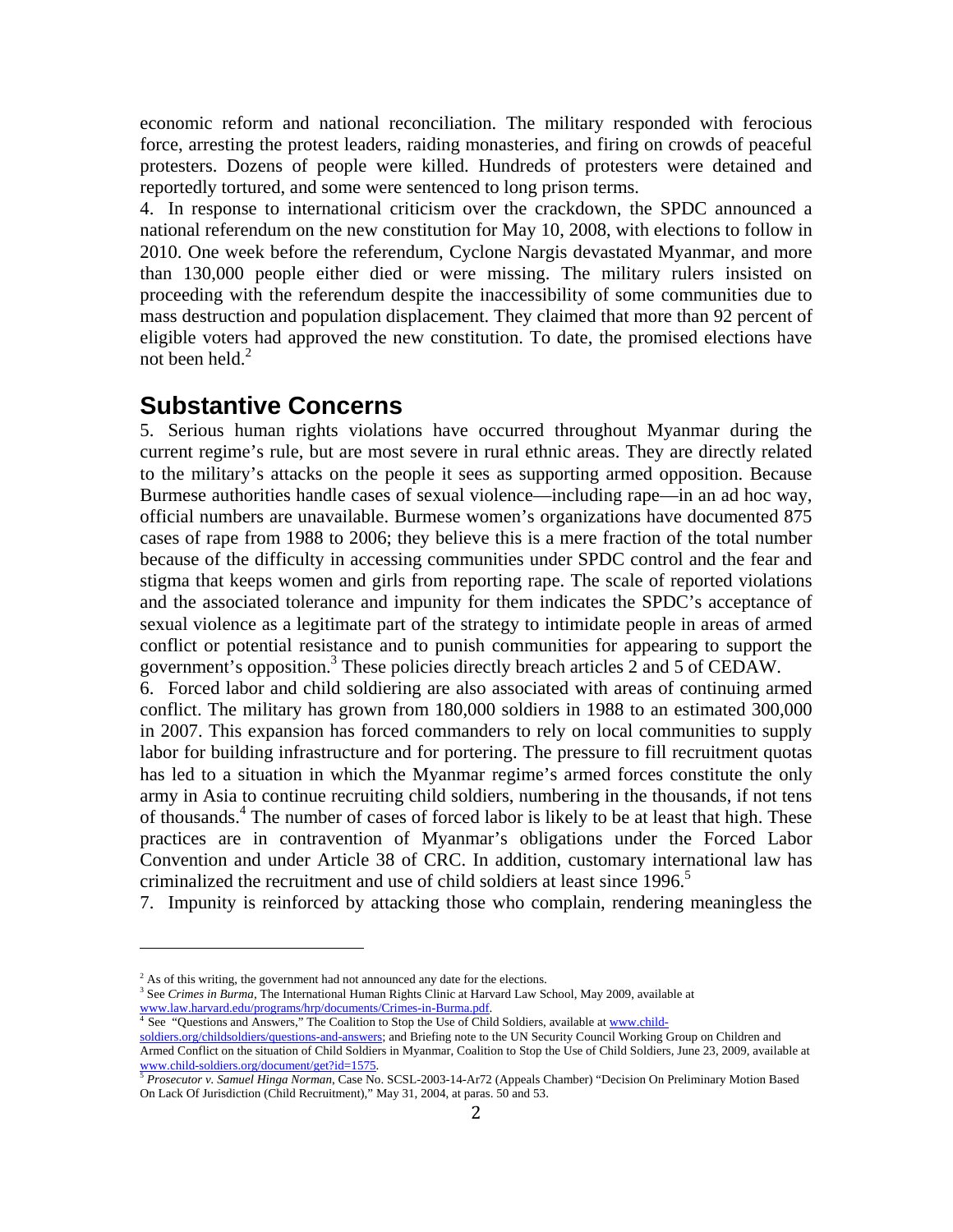economic reform and national reconciliation. The military responded with ferocious force, arresting the protest leaders, raiding monasteries, and firing on crowds of peaceful protesters. Dozens of people were killed. Hundreds of protesters were detained and reportedly tortured, and some were sentenced to long prison terms.

4. In response to international criticism over the crackdown, the SPDC announced a national referendum on the new constitution for May 10, 2008, with elections to follow in 2010. One week before the referendum, Cyclone Nargis devastated Myanmar, and more than 130,000 people either died or were missing. The military rulers insisted on proceeding with the referendum despite the inaccessibility of some communities due to mass destruction and population displacement. They claimed that more than 92 percent of eligible voters had approved the new constitution. To date, the promised elections have not been held.[2]

## Substantive Concerns

5. Serious human rights violations have occurred throughout Myanmar during the current regime's rule, but are most severe in rural ethnic areas. They are directly related to the military's attacks on the people it sees as supporting armed opposition. Because Burmese authorities handle cases of sexual violence—including rape—in an ad hoc way, official numbers are unavailable. Burmese women's organizations have documented 875 cases of rape from 1988 to 2006; they believe this is a mere fraction of the total number because of the difficulty in accessing communities under SPDC control and the fear and stigma that keeps women and girls from reporting rape. The scale of reported violations and the associated tolerance and impunity for them indicates the SPDC's acceptance of sexual violence as a legitimate part of the strategy to intimidate people in areas of armed conflict or potential resistance and to punish communities for appearing to support the government's opposition.[3] These policies directly breach articles 2 and 5 of CEDAW.

6. Forced labor and child soldiering are also associated with areas of continuing armed conflict. The military has grown from 180,000 soldiers in 1988 to an estimated 300,000 in 2007. This expansion has forced commanders to rely on local communities to supply labor for building infrastructure and for portering. The pressure to fill recruitment quotas has led to a situation in which the Myanmar regime's armed forces constitute the only army in Asia to continue recruiting child soldiers, numbering in the thousands, if not tens of thousands.[4] The number of cases of forced labor is likely to be at least that high. These practices are in contravention of Myanmar's obligations under the Forced Labor Convention and under Article 38 of CRC. In addition, customary international law has criminalized the recruitment and use of child soldiers at least since 1996.[5]

7. Impunity is reinforced by attacking those who complain, rendering meaningless the

---

[2] As of this writing, the government had not announced any date for the elections.

[3] See *Crimes in Burma*, The International Human Rights Clinic at Harvard Law School, May 2009, available at www.law.harvard.edu/programs/hrp/documents/Crimes-in-Burma.pdf.

[4] See "Questions and Answers," The Coalition to Stop the Use of Child Soldiers, available at www.child-soldiers.org/childsoldiers/questions-and-answers; and Briefing note to the UN Security Council Working Group on Children and Armed Conflict on the situation of Child Soldiers in Myanmar, Coalition to Stop the Use of Child Soldiers, June 23, 2009, available at www.child-soldiers.org/document/get?id=1575.

[5] *Prosecutor v. Samuel Hinga Norman*, Case No. SCSL-2003-14-Ar72 (Appeals Chamber) "Decision On Preliminary Motion Based On Lack Of Jurisdiction (Child Recruitment)," May 31, 2004, at paras. 50 and 53.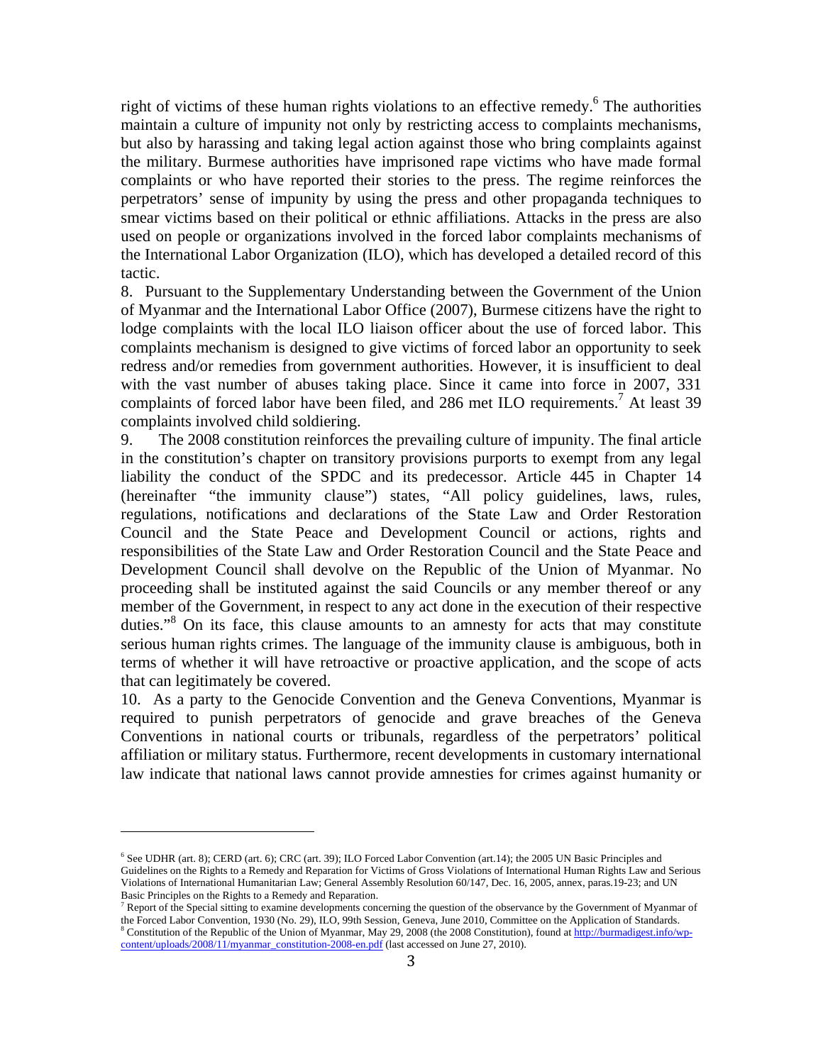right of victims of these human rights violations to an effective remedy.[6] The authorities maintain a culture of impunity not only by restricting access to complaints mechanisms, but also by harassing and taking legal action against those who bring complaints against the military. Burmese authorities have imprisoned rape victims who have made formal complaints or who have reported their stories to the press. The regime reinforces the perpetrators' sense of impunity by using the press and other propaganda techniques to smear victims based on their political or ethnic affiliations. Attacks in the press are also used on people or organizations involved in the forced labor complaints mechanisms of the International Labor Organization (ILO), which has developed a detailed record of this tactic.

8. Pursuant to the Supplementary Understanding between the Government of the Union of Myanmar and the International Labor Office (2007), Burmese citizens have the right to lodge complaints with the local ILO liaison officer about the use of forced labor. This complaints mechanism is designed to give victims of forced labor an opportunity to seek redress and/or remedies from government authorities. However, it is insufficient to deal with the vast number of abuses taking place. Since it came into force in 2007, 331 complaints of forced labor have been filed, and 286 met ILO requirements.[7] At least 39 complaints involved child soldiering.

9. The 2008 constitution reinforces the prevailing culture of impunity. The final article in the constitution's chapter on transitory provisions purports to exempt from any legal liability the conduct of the SPDC and its predecessor. Article 445 in Chapter 14 (hereinafter "the immunity clause") states, "All policy guidelines, laws, rules, regulations, notifications and declarations of the State Law and Order Restoration Council and the State Peace and Development Council or actions, rights and responsibilities of the State Law and Order Restoration Council and the State Peace and Development Council shall devolve on the Republic of the Union of Myanmar. No proceeding shall be instituted against the said Councils or any member thereof or any member of the Government, in respect to any act done in the execution of their respective duties."[8] On its face, this clause amounts to an amnesty for acts that may constitute serious human rights crimes. The language of the immunity clause is ambiguous, both in terms of whether it will have retroactive or proactive application, and the scope of acts that can legitimately be covered.

10. As a party to the Genocide Convention and the Geneva Conventions, Myanmar is required to punish perpetrators of genocide and grave breaches of the Geneva Conventions in national courts or tribunals, regardless of the perpetrators' political affiliation or military status. Furthermore, recent developments in customary international law indicate that national laws cannot provide amnesties for crimes against humanity or

---

[6] See UDHR (art. 8); CERD (art. 6); CRC (art. 39); ILO Forced Labor Convention (art.14); the 2005 UN Basic Principles and Guidelines on the Rights to a Remedy and Reparation for Victims of Gross Violations of International Human Rights Law and Serious Violations of International Humanitarian Law; General Assembly Resolution 60/147, Dec. 16, 2005, annex, paras.19-23; and UN Basic Principles on the Rights to a Remedy and Reparation.

[7] Report of the Special sitting to examine developments concerning the question of the observance by the Government of Myanmar of the Forced Labor Convention, 1930 (No. 29), ILO, 99th Session, Geneva, June 2010, Committee on the Application of Standards.

[8] Constitution of the Republic of the Union of Myanmar, May 29, 2008 (the 2008 Constitution), found at http://burmadigest.info/wp-content/uploads/2008/11/myanmar_constitution-2008-en.pdf (last accessed on June 27, 2010).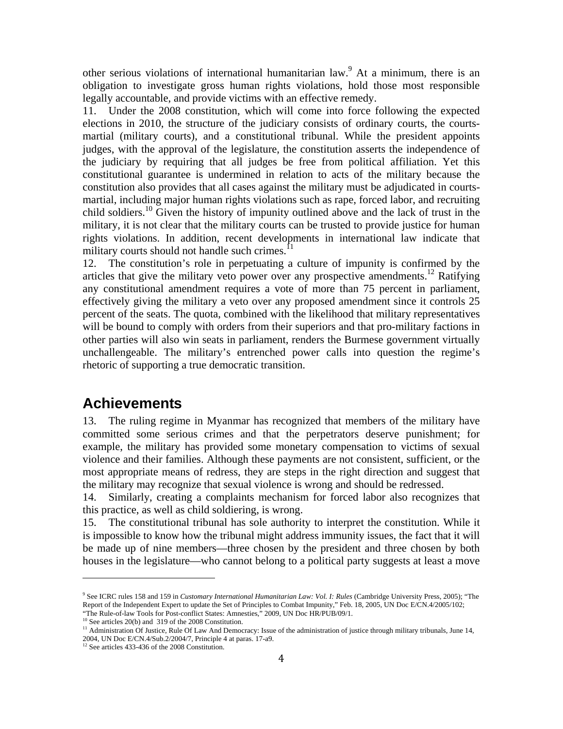other serious violations of international humanitarian law.[9] At a minimum, there is an obligation to investigate gross human rights violations, hold those most responsible legally accountable, and provide victims with an effective remedy.

11. Under the 2008 constitution, which will come into force following the expected elections in 2010, the structure of the judiciary consists of ordinary courts, the courts-martial (military courts), and a constitutional tribunal. While the president appoints judges, with the approval of the legislature, the constitution asserts the independence of the judiciary by requiring that all judges be free from political affiliation. Yet this constitutional guarantee is undermined in relation to acts of the military because the constitution also provides that all cases against the military must be adjudicated in courts-martial, including major human rights violations such as rape, forced labor, and recruiting child soldiers.[10] Given the history of impunity outlined above and the lack of trust in the military, it is not clear that the military courts can be trusted to provide justice for human rights violations. In addition, recent developments in international law indicate that military courts should not handle such crimes.[11]

12. The constitution's role in perpetuating a culture of impunity is confirmed by the articles that give the military veto power over any prospective amendments.[12] Ratifying any constitutional amendment requires a vote of more than 75 percent in parliament, effectively giving the military a veto over any proposed amendment since it controls 25 percent of the seats. The quota, combined with the likelihood that military representatives will be bound to comply with orders from their superiors and that pro-military factions in other parties will also win seats in parliament, renders the Burmese government virtually unchallengeable. The military's entrenched power calls into question the regime's rhetoric of supporting a true democratic transition.

## Achievements

13. The ruling regime in Myanmar has recognized that members of the military have committed some serious crimes and that the perpetrators deserve punishment; for example, the military has provided some monetary compensation to victims of sexual violence and their families. Although these payments are not consistent, sufficient, or the most appropriate means of redress, they are steps in the right direction and suggest that the military may recognize that sexual violence is wrong and should be redressed.

14. Similarly, creating a complaints mechanism for forced labor also recognizes that this practice, as well as child soldiering, is wrong.

15. The constitutional tribunal has sole authority to interpret the constitution. While it is impossible to know how the tribunal might address immunity issues, the fact that it will be made up of nine members—three chosen by the president and three chosen by both houses in the legislature—who cannot belong to a political party suggests at least a move

---

[9] See ICRC rules 158 and 159 in *Customary International Humanitarian Law: Vol. I: Rules* (Cambridge University Press, 2005); "The Report of the Independent Expert to update the Set of Principles to Combat Impunity," Feb. 18, 2005, UN Doc E/CN.4/2005/102; "The Rule-of-law Tools for Post-conflict States: Amnesties," 2009, UN Doc HR/PUB/09/1.

[10] See articles 20(b) and 319 of the 2008 Constitution.

[11] Administration Of Justice, Rule Of Law And Democracy: Issue of the administration of justice through military tribunals, June 14, 2004, UN Doc E/CN.4/Sub.2/2004/7, Principle 4 at paras. 17-a9.

[12] See articles 433-436 of the 2008 Constitution.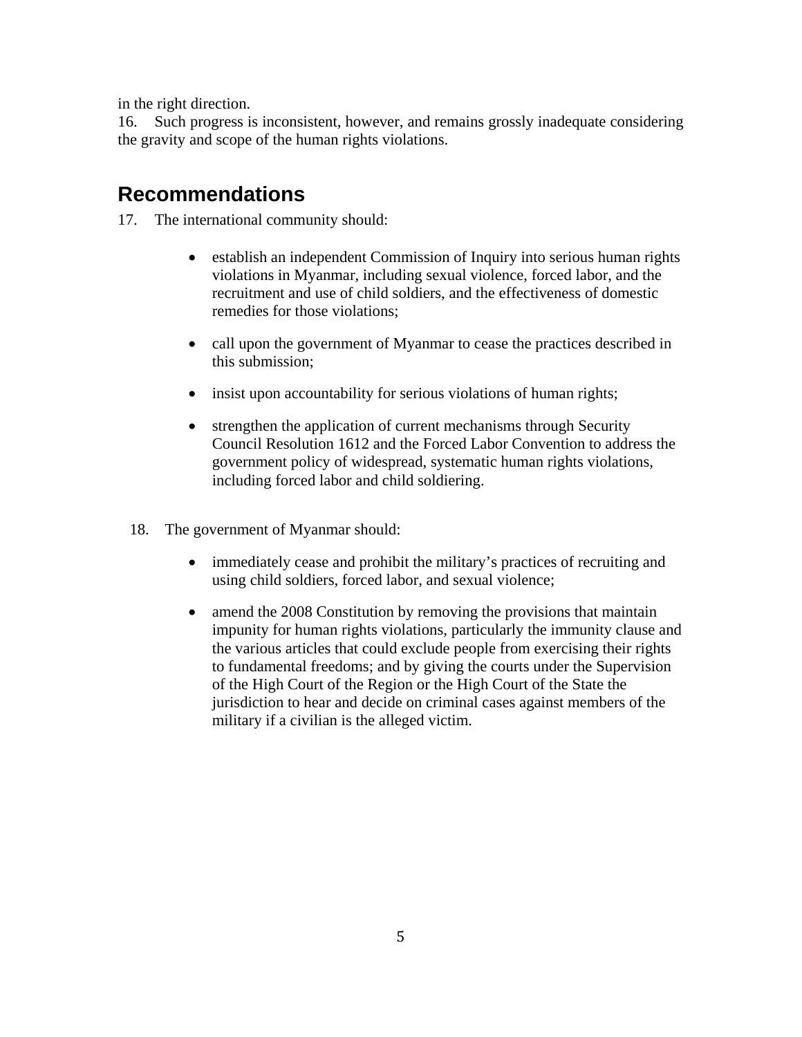in the right direction.

16. Such progress is inconsistent, however, and remains grossly inadequate considering the gravity and scope of the human rights violations.

## Recommendations

17. The international community should:

- establish an independent Commission of Inquiry into serious human rights violations in Myanmar, including sexual violence, forced labor, and the recruitment and use of child soldiers, and the effectiveness of domestic remedies for those violations;

- call upon the government of Myanmar to cease the practices described in this submission;

- insist upon accountability for serious violations of human rights;

- strengthen the application of current mechanisms through Security Council Resolution 1612 and the Forced Labor Convention to address the government policy of widespread, systematic human rights violations, including forced labor and child soldiering.

18. The government of Myanmar should:

- immediately cease and prohibit the military's practices of recruiting and using child soldiers, forced labor, and sexual violence;

- amend the 2008 Constitution by removing the provisions that maintain impunity for human rights violations, particularly the immunity clause and the various articles that could exclude people from exercising their rights to fundamental freedoms; and by giving the courts under the Supervision of the High Court of the Region or the High Court of the State the jurisdiction to hear and decide on criminal cases against members of the military if a civilian is the alleged victim.